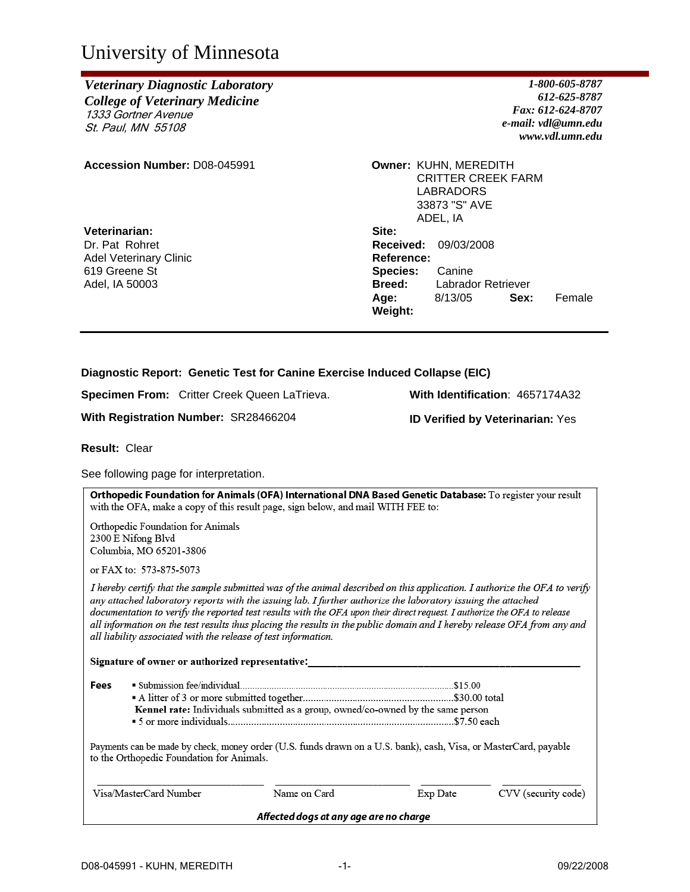# University of Minnesota

***Veterinary Diagnostic Laboratory***
***College of Veterinary Medicine***
*1333 Gortner Avenue*
*St. Paul, MN 55108*

***1-800-605-8787***
***612-625-8787***
***Fax: 612-624-8707***
***e-mail: vdl@umn.edu***
***www.vdl.umn.edu***

**Accession Number:** D08-045991

**Owner:** KUHN, MEREDITH
CRITTER CREEK FARM
LABRADORS
33873 "S" AVE
ADEL, IA

**Veterinarian:**
Dr. Pat Rohret
Adel Veterinary Clinic
619 Greene St
Adel, IA 50003

**Site:**
**Received:** 09/03/2008
**Reference:**
**Species:** Canine
**Breed:** Labrador Retriever
**Age:** 8/13/05 **Sex:** Female
**Weight:**

---

**Diagnostic Report: Genetic Test for Canine Exercise Induced Collapse (EIC)**

**Specimen From:** Critter Creek Queen LaTrieva. **With Identification**: 4657174A32

**With Registration Number:** SR28466204 **ID Verified by Veterinarian:** Yes

**Result:** Clear

See following page for interpretation.

**Orthopedic Foundation for Animals (OFA) International DNA Based Genetic Database:** To register your result with the OFA, make a copy of this result page, sign below, and mail WITH FEE to:

Orthopedic Foundation for Animals
2300 E Nifong Blvd
Columbia, MO 65201-3806

or FAX to: 573-875-5073

*I hereby certify that the sample submitted was of the animal described on this application. I authorize the OFA to verify any attached laboratory reports with the issuing lab. I further authorize the laboratory issuing the attached documentation to verify the reported test results with the OFA upon their direct request. I authorize the OFA to release all information on the test results thus placing the results in the public domain and I hereby release OFA from any and all liability associated with the release of test information.*

**Signature of owner or authorized representative:**\_\_\_\_\_\_\_\_\_\_\_\_\_\_\_\_\_\_\_\_\_\_\_\_\_\_\_\_\_\_\_\_\_\_\_\_\_\_\_\_

**Fees**
- Submission fee/individual....................$15.00
- A litter of 3 or more submitted together....................$30.00 total

**Kennel rate:** Individuals submitted as a group, owned/co-owned by the same person
- 5 or more individuals....................$7.50 each

Payments can be made by check, money order (U.S. funds drawn on a U.S. bank), cash, Visa, or MasterCard, payable to the Orthopedic Foundation for Animals.

| Visa/MasterCard Number | Name on Card | Exp Date | CVV (security code) |
|---|---|---|---|
| | | | |

***Affected dogs at any age are no charge***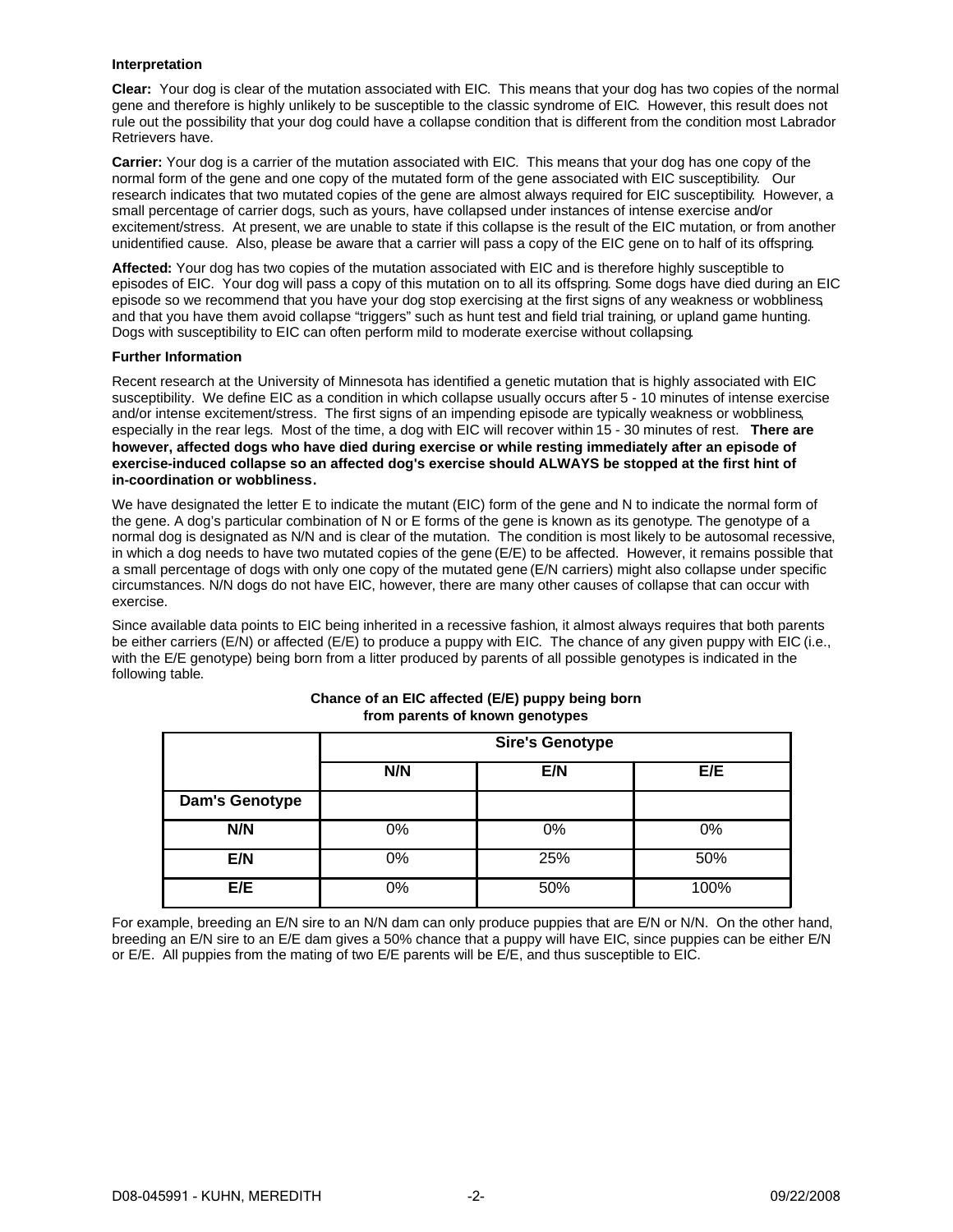**Interpretation**

**Clear:** Your dog is clear of the mutation associated with EIC. This means that your dog has two copies of the normal gene and therefore is highly unlikely to be susceptible to the classic syndrome of EIC. However, this result does not rule out the possibility that your dog could have a collapse condition that is different from the condition most Labrador Retrievers have.

**Carrier:** Your dog is a carrier of the mutation associated with EIC. This means that your dog has one copy of the normal form of the gene and one copy of the mutated form of the gene associated with EIC susceptibility. Our research indicates that two mutated copies of the gene are almost always required for EIC susceptibility. However, a small percentage of carrier dogs, such as yours, have collapsed under instances of intense exercise and/or excitement/stress. At present, we are unable to state if this collapse is the result of the EIC mutation, or from another unidentified cause. Also, please be aware that a carrier will pass a copy of the EIC gene on to half of its offspring.

**Affected:** Your dog has two copies of the mutation associated with EIC and is therefore highly susceptible to episodes of EIC. Your dog will pass a copy of this mutation on to all its offspring. Some dogs have died during an EIC episode so we recommend that you have your dog stop exercising at the first signs of any weakness or wobbliness, and that you have them avoid collapse "triggers" such as hunt test and field trial training, or upland game hunting. Dogs with susceptibility to EIC can often perform mild to moderate exercise without collapsing.

**Further Information**

Recent research at the University of Minnesota has identified a genetic mutation that is highly associated with EIC susceptibility. We define EIC as a condition in which collapse usually occurs after 5 - 10 minutes of intense exercise and/or intense excitement/stress. The first signs of an impending episode are typically weakness or wobbliness, especially in the rear legs. Most of the time, a dog with EIC will recover within 15 - 30 minutes of rest. **There are however, affected dogs who have died during exercise or while resting immediately after an episode of exercise-induced collapse so an affected dog's exercise should ALWAYS be stopped at the first hint of in-coordination or wobbliness.**

We have designated the letter E to indicate the mutant (EIC) form of the gene and N to indicate the normal form of the gene. A dog's particular combination of N or E forms of the gene is known as its genotype. The genotype of a normal dog is designated as N/N and is clear of the mutation. The condition is most likely to be autosomal recessive, in which a dog needs to have two mutated copies of the gene (E/E) to be affected. However, it remains possible that a small percentage of dogs with only one copy of the mutated gene (E/N carriers) might also collapse under specific circumstances. N/N dogs do not have EIC, however, there are many other causes of collapse that can occur with exercise.

Since available data points to EIC being inherited in a recessive fashion, it almost always requires that both parents be either carriers (E/N) or affected (E/E) to produce a puppy with EIC. The chance of any given puppy with EIC (i.e., with the E/E genotype) being born from a litter produced by parents of all possible genotypes is indicated in the following table.

**Chance of an EIC affected (E/E) puppy being born from parents of known genotypes**

| | **Sire's Genotype** | | |
|---|---|---|---|
| | **N/N** | **E/N** | **E/E** |
| **Dam's Genotype** | | | |
| **N/N** | 0% | 0% | 0% |
| **E/N** | 0% | 25% | 50% |
| **E/E** | 0% | 50% | 100% |

For example, breeding an E/N sire to an N/N dam can only produce puppies that are E/N or N/N. On the other hand, breeding an E/N sire to an E/E dam gives a 50% chance that a puppy will have EIC, since puppies can be either E/N or E/E. All puppies from the mating of two E/E parents will be E/E, and thus susceptible to EIC.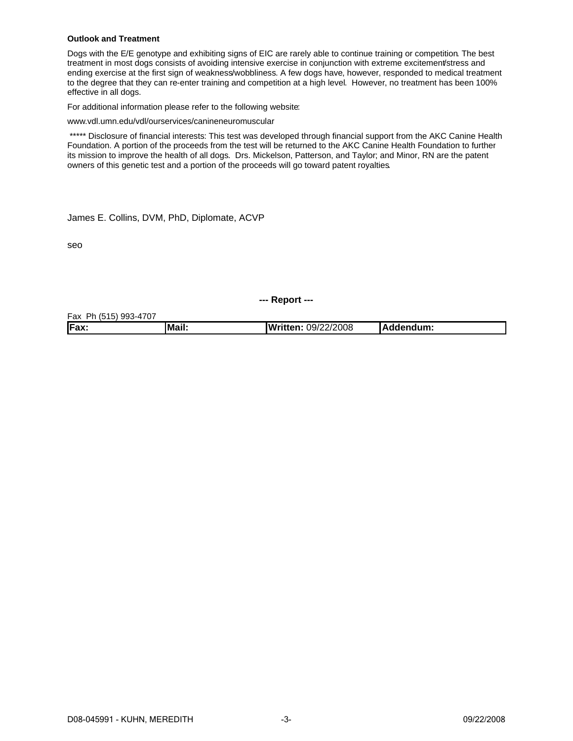**Outlook and Treatment**

Dogs with the E/E genotype and exhibiting signs of EIC are rarely able to continue training or competition. The best treatment in most dogs consists of avoiding intensive exercise in conjunction with extreme excitement/stress and ending exercise at the first sign of weakness/wobbliness. A few dogs have, however, responded to medical treatment to the degree that they can re-enter training and competition at a high level. However, no treatment has been 100% effective in all dogs.

For additional information please refer to the following website:

www.vdl.umn.edu/vdl/ourservices/canineneuromuscular

***** Disclosure of financial interests: This test was developed through financial support from the AKC Canine Health Foundation. A portion of the proceeds from the test will be returned to the AKC Canine Health Foundation to further its mission to improve the health of all dogs. Drs. Mickelson, Patterson, and Taylor; and Minor, RN are the patent owners of this genetic test and a portion of the proceeds will go toward patent royalties.

James E. Collins, DVM, PhD, Diplomate, ACVP

seo

**--- Report ---**

Fax Ph (515) 993-4707

| | | | |
|---|---|---|---|
| **Fax:** | **Mail:** | **Written:** 09/22/2008 | **Addendum:** |